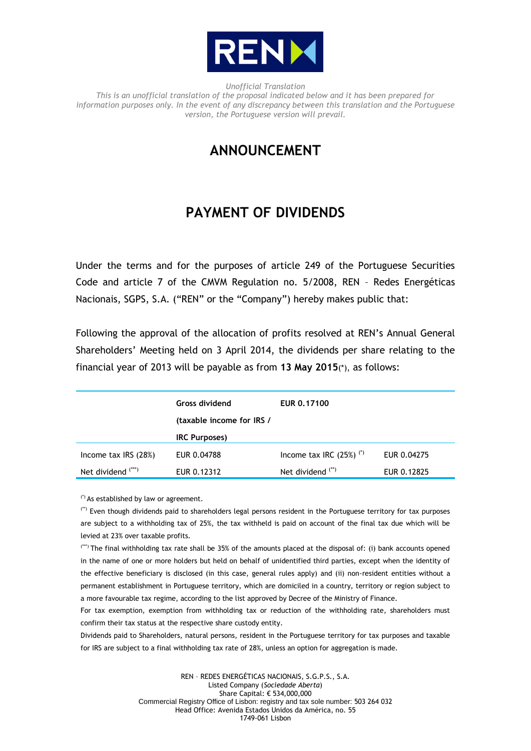*Unofficial Translation*
*This is an unofficial translation of the proposal indicated below and it has been prepared for information purposes only. In the event of any discrepancy between this translation and the Portuguese version, the Portuguese version will prevail.*

# ANNOUNCEMENT

# PAYMENT OF DIVIDENDS

Under the terms and for the purposes of article 249 of the Portuguese Securities Code and article 7 of the CMVM Regulation no. 5/2008, REN – Redes Energéticas Nacionais, SGPS, S.A. ("REN" or the "Company") hereby makes public that:

Following the approval of the allocation of profits resolved at REN's Annual General Shareholders' Meeting held on 3 April 2014, the dividends per share relating to the financial year of 2013 will be payable as from **13 May 2015**(*), as follows:

| | **Gross dividend (taxable income for IRS / IRC Purposes)** | **EUR 0.17100** | |
|---|---|---|---|
| Income tax IRS (28%) | EUR 0.04788 | Income tax IRC (25%) (*) | EUR 0.04275 |
| Net dividend (***) | EUR 0.12312 | Net dividend (**) | EUR 0.12825 |

(*) As established by law or agreement.

(**) Even though dividends paid to shareholders legal persons resident in the Portuguese territory for tax purposes are subject to a withholding tax of 25%, the tax withheld is paid on account of the final tax due which will be levied at 23% over taxable profits.

(***) The final withholding tax rate shall be 35% of the amounts placed at the disposal of: (i) bank accounts opened in the name of one or more holders but held on behalf of unidentified third parties, except when the identity of the effective beneficiary is disclosed (in this case, general rules apply) and (ii) non-resident entities without a permanent establishment in Portuguese territory, which are domiciled in a country, territory or region subject to a more favourable tax regime, according to the list approved by Decree of the Ministry of Finance.

For tax exemption, exemption from withholding tax or reduction of the withholding rate, shareholders must confirm their tax status at the respective share custody entity.

Dividends paid to Shareholders, natural persons, resident in the Portuguese territory for tax purposes and taxable for IRS are subject to a final withholding tax rate of 28%, unless an option for aggregation is made.

REN – REDES ENERGÉTICAS NACIONAIS, S.G.P.S., S.A.
Listed Company (*Sociedade Aberta*)
Share Capital: € 534,000,000
Commercial Registry Office of Lisbon: registry and tax sole number: 503 264 032
Head Office: Avenida Estados Unidos da América, no. 55
1749-061 Lisbon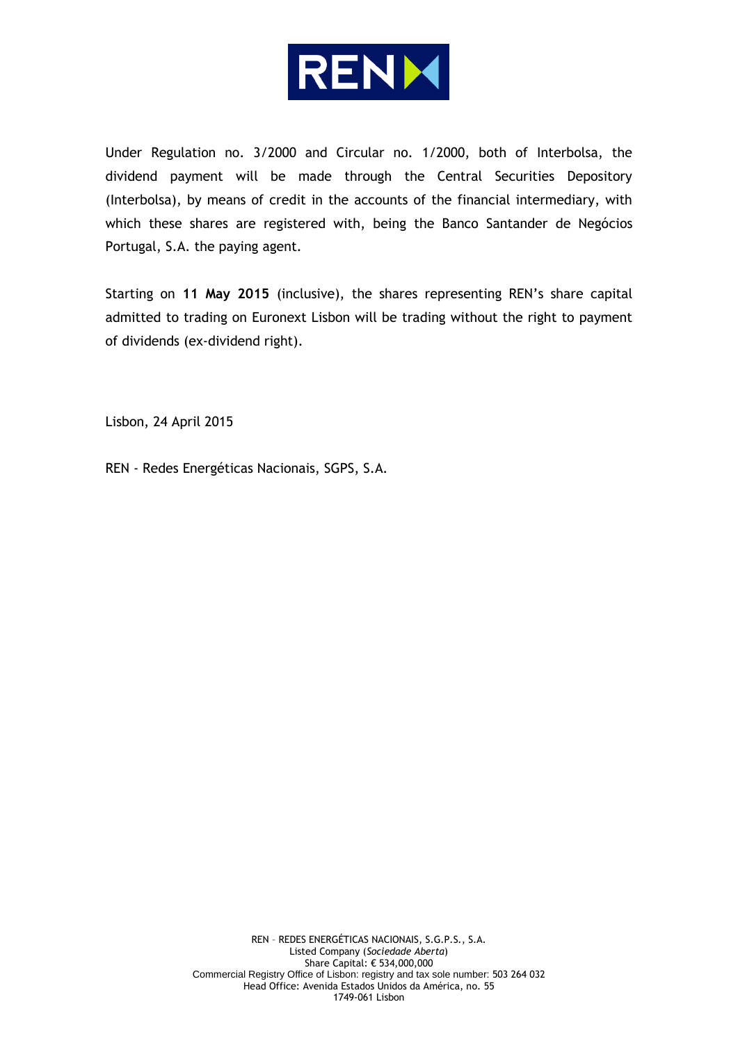Under Regulation no. 3/2000 and Circular no. 1/2000, both of Interbolsa, the dividend payment will be made through the Central Securities Depository (Interbolsa), by means of credit in the accounts of the financial intermediary, with which these shares are registered with, being the Banco Santander de Negócios Portugal, S.A. the paying agent.

Starting on **11 May 2015** (inclusive), the shares representing REN's share capital admitted to trading on Euronext Lisbon will be trading without the right to payment of dividends (ex-dividend right).

Lisbon, 24 April 2015

REN - Redes Energéticas Nacionais, SGPS, S.A.

REN – REDES ENERGÉTICAS NACIONAIS, S.G.P.S., S.A.
Listed Company (*Sociedade Aberta*)
Share Capital: € 534,000,000
Commercial Registry Office of Lisbon: registry and tax sole number: 503 264 032
Head Office: Avenida Estados Unidos da América, no. 55
1749-061 Lisbon